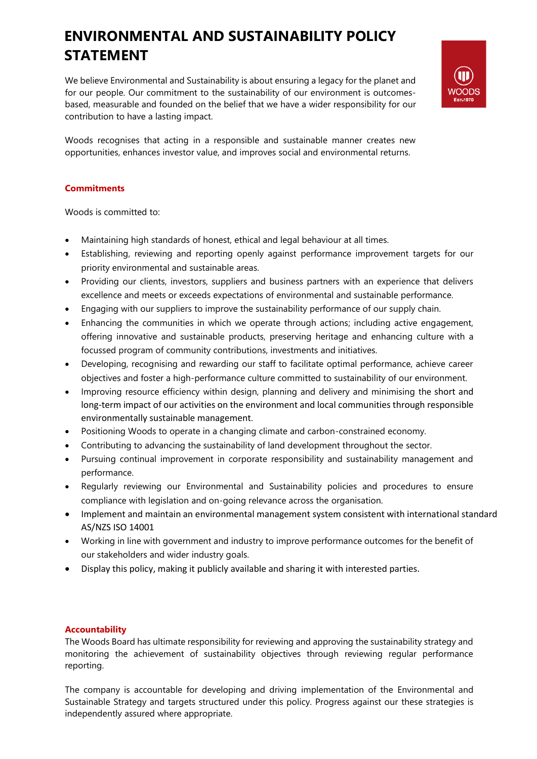# ENVIRONMENTAL AND SUSTAINABILITY POLICY STATEMENT

We believe Environmental and Sustainability is about ensuring a legacy for the planet and for our people. Our commitment to the sustainability of our environment is outcomes-based, measurable and founded on the belief that we have a wider responsibility for our contribution to have a lasting impact.

Woods recognises that acting in a responsible and sustainable manner creates new opportunities, enhances investor value, and improves social and environmental returns.

## Commitments

Woods is committed to:

- Maintaining high standards of honest, ethical and legal behaviour at all times.
- Establishing, reviewing and reporting openly against performance improvement targets for our priority environmental and sustainable areas.
- Providing our clients, investors, suppliers and business partners with an experience that delivers excellence and meets or exceeds expectations of environmental and sustainable performance.
- Engaging with our suppliers to improve the sustainability performance of our supply chain.
- Enhancing the communities in which we operate through actions; including active engagement, offering innovative and sustainable products, preserving heritage and enhancing culture with a focussed program of community contributions, investments and initiatives.
- Developing, recognising and rewarding our staff to facilitate optimal performance, achieve career objectives and foster a high-performance culture committed to sustainability of our environment.
- Improving resource efficiency within design, planning and delivery and minimising the short and long-term impact of our activities on the environment and local communities through responsible environmentally sustainable management.
- Positioning Woods to operate in a changing climate and carbon-constrained economy.
- Contributing to advancing the sustainability of land development throughout the sector.
- Pursuing continual improvement in corporate responsibility and sustainability management and performance.
- Regularly reviewing our Environmental and Sustainability policies and procedures to ensure compliance with legislation and on-going relevance across the organisation.
- Implement and maintain an environmental management system consistent with international standard AS/NZS ISO 14001
- Working in line with government and industry to improve performance outcomes for the benefit of our stakeholders and wider industry goals.
- Display this policy, making it publicly available and sharing it with interested parties.

## Accountability

The Woods Board has ultimate responsibility for reviewing and approving the sustainability strategy and monitoring the achievement of sustainability objectives through reviewing regular performance reporting.

The company is accountable for developing and driving implementation of the Environmental and Sustainable Strategy and targets structured under this policy. Progress against our these strategies is independently assured where appropriate.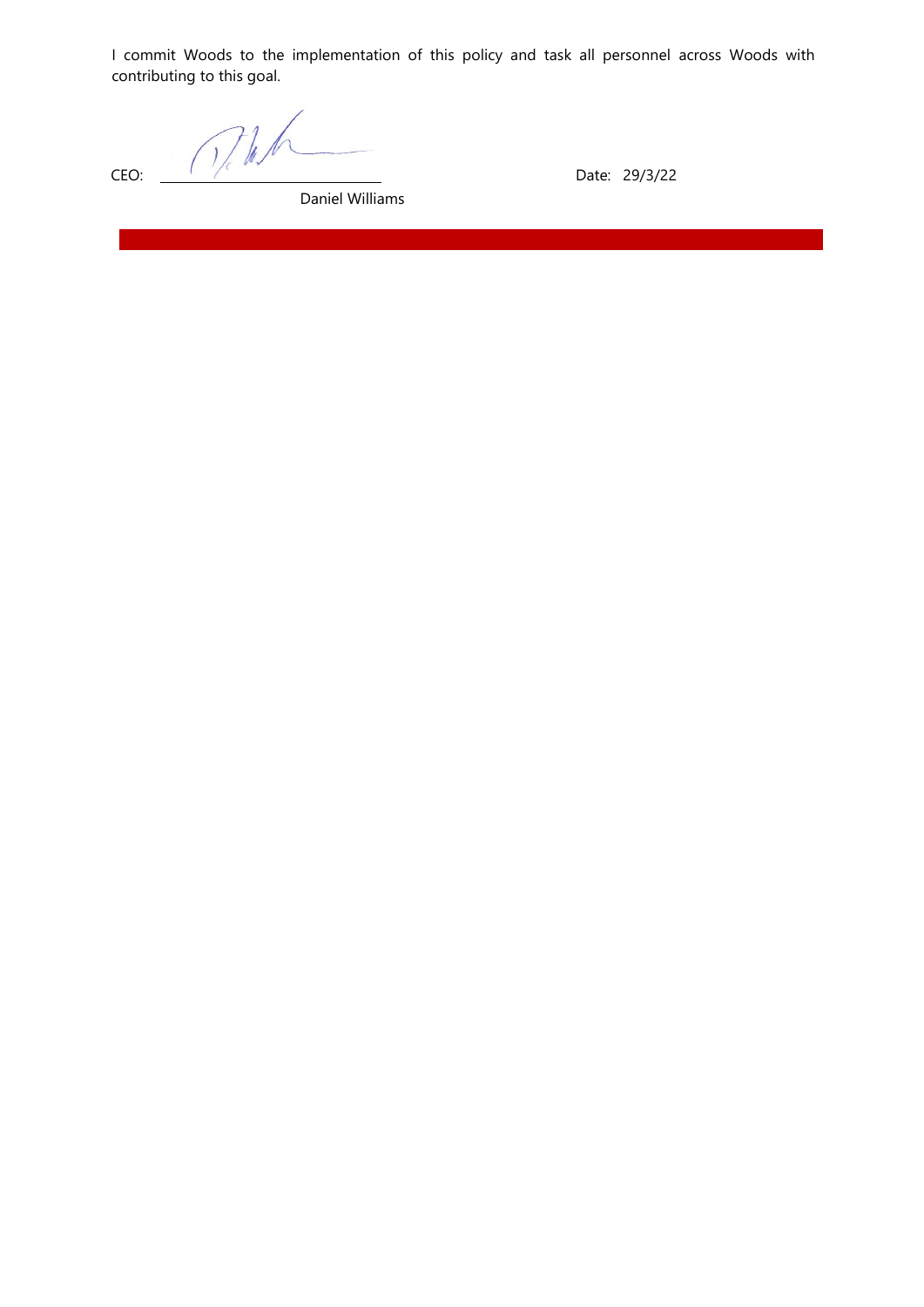I commit Woods to the implementation of this policy and task all personnel across Woods with contributing to this goal.

CEO: \_\_\_\_\_\_\_\_\_\_\_\_\_\_\_\_\_\_\_\_\_\_\_\_ Date: 29/3/22

Daniel Williams